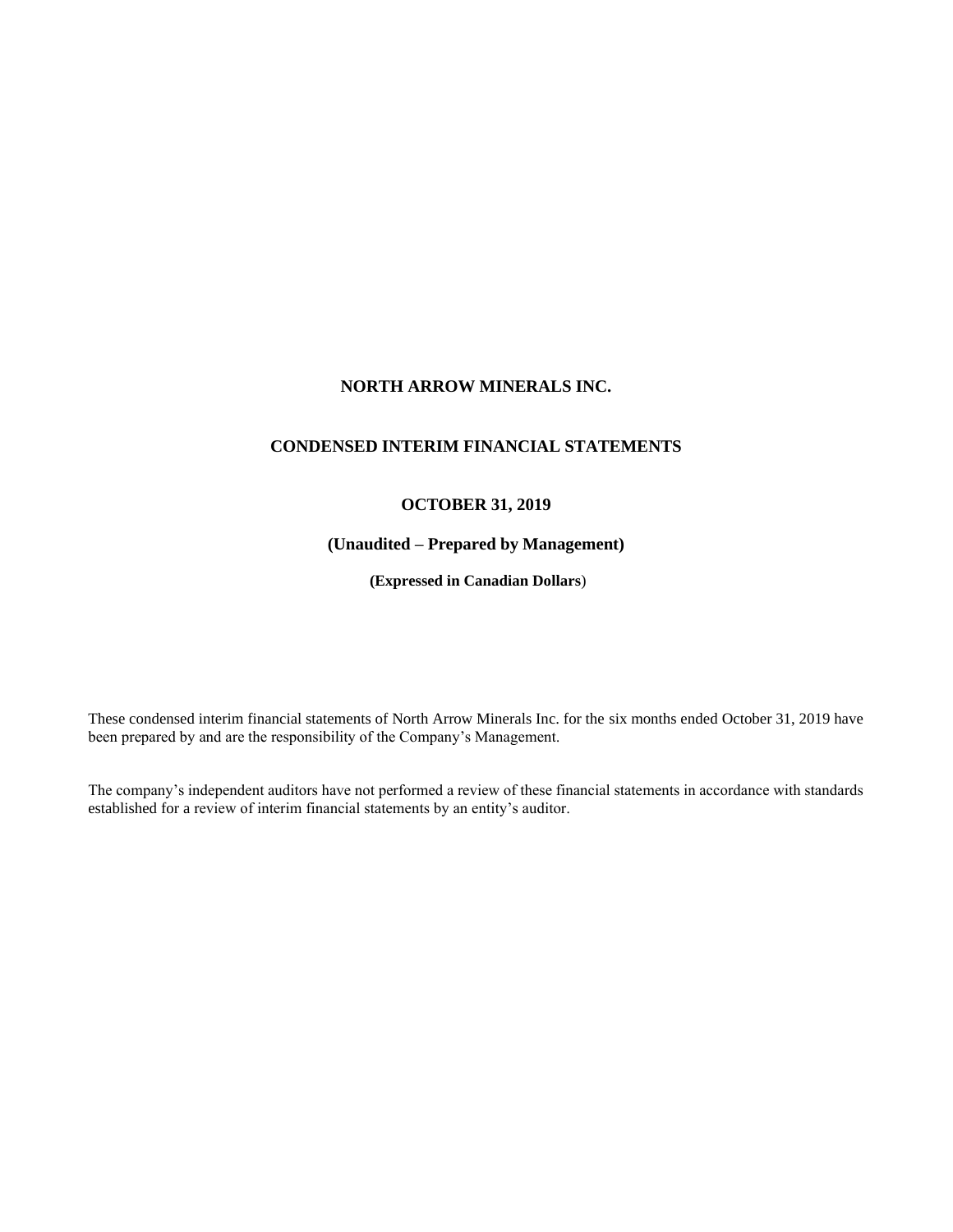# NORTH ARROW MINERALS INC.

## CONDENSED INTERIM FINANCIAL STATEMENTS

### OCTOBER 31, 2019

### (Unaudited – Prepared by Management)

**(Expressed in Canadian Dollars)**

These condensed interim financial statements of North Arrow Minerals Inc. for the six months ended October 31, 2019 have been prepared by and are the responsibility of the Company's Management.

The company's independent auditors have not performed a review of these financial statements in accordance with standards established for a review of interim financial statements by an entity's auditor.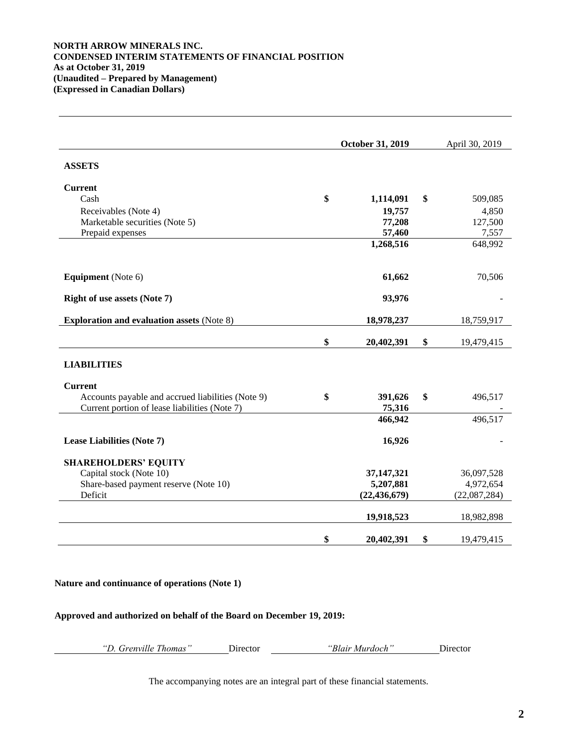**NORTH ARROW MINERALS INC.**
**CONDENSED INTERIM STATEMENTS OF FINANCIAL POSITION**
**As at October 31, 2019**
**(Unaudited – Prepared by Management)**
**(Expressed in Canadian Dollars)**

| | October 31, 2019 | April 30, 2019 |
|---|---|---|
| **ASSETS** | | |
| **Current** | | |
| Cash | $ 1,114,091 | $ 509,085 |
| Receivables (Note 4) | 19,757 | 4,850 |
| Marketable securities (Note 5) | 77,208 | 127,500 |
| Prepaid expenses | 57,460 | 7,557 |
| | 1,268,516 | 648,992 |
| **Equipment** (Note 6) | 61,662 | 70,506 |
| **Right of use assets (Note 7)** | 93,976 | - |
| **Exploration and evaluation assets** (Note 8) | 18,978,237 | 18,759,917 |
| | $ 20,402,391 | $ 19,479,415 |
| **LIABILITIES** | | |
| **Current** | | |
| Accounts payable and accrued liabilities (Note 9) | $ 391,626 | $ 496,517 |
| Current portion of lease liabilities (Note 7) | 75,316 | - |
| | 466,942 | 496,517 |
| **Lease Liabilities (Note 7)** | 16,926 | - |
| **SHAREHOLDERS' EQUITY** | | |
| Capital stock (Note 10) | 37,147,321 | 36,097,528 |
| Share-based payment reserve (Note 10) | 5,207,881 | 4,972,654 |
| Deficit | (22,436,679) | (22,087,284) |
| | 19,918,523 | 18,982,898 |
| | $ 20,402,391 | $ 19,479,415 |

**Nature and continuance of operations (Note 1)**

**Approved and authorized on behalf of the Board on December 19, 2019:**

*"D. Grenville Thomas"* Director *"Blair Murdoch"* Director

The accompanying notes are an integral part of these financial statements.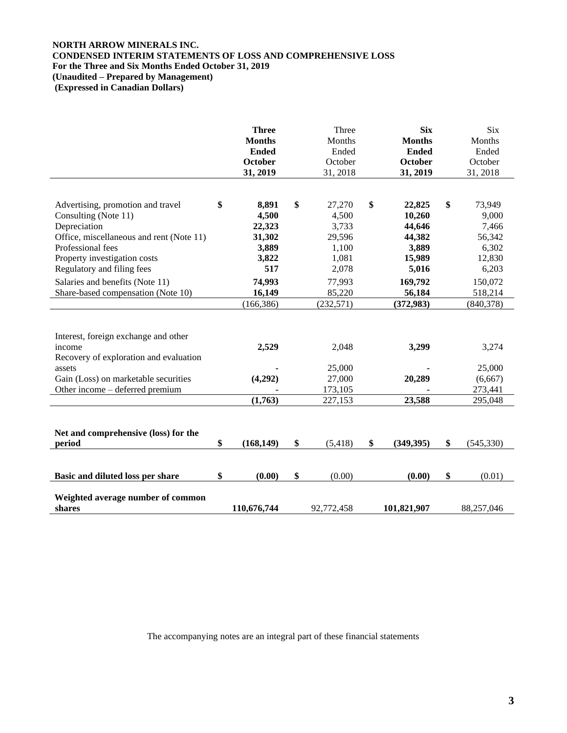**NORTH ARROW MINERALS INC.**
**CONDENSED INTERIM STATEMENTS OF LOSS AND COMPREHENSIVE LOSS**
**For the Three and Six Months Ended October 31, 2019**
**(Unaudited – Prepared by Management)**
**(Expressed in Canadian Dollars)**

| | **Three Months Ended October 31, 2019** | Three Months Ended October 31, 2018 | **Six Months Ended October 31, 2019** | Six Months Ended October 31, 2018 |
|---|---|---|---|---|
| Advertising, promotion and travel | $ **8,891** | $ 27,270 | $ **22,825** | $ 73,949 |
| Consulting (Note 11) | **4,500** | 4,500 | **10,260** | 9,000 |
| Depreciation | **22,323** | 3,733 | **44,646** | 7,466 |
| Office, miscellaneous and rent (Note 11) | **31,302** | 29,596 | **44,382** | 56,342 |
| Professional fees | **3,889** | 1,100 | **3,889** | 6,302 |
| Property investigation costs | **3,822** | 1,081 | **15,989** | 12,830 |
| Regulatory and filing fees | **517** | 2,078 | **5,016** | 6,203 |
| Salaries and benefits (Note 11) | **74,993** | 77,993 | **169,792** | 150,072 |
| Share-based compensation (Note 10) | **16,149** | 85,220 | **56,184** | 518,214 |
| | (166,386) | (232,571) | **(372,983)** | (840,378) |
| Interest, foreign exchange and other income | **2,529** | 2,048 | **3,299** | 3,274 |
| Recovery of exploration and evaluation assets | **-** | 25,000 | **-** | 25,000 |
| Gain (Loss) on marketable securities | **(4,292)** | 27,000 | **20,289** | (6,667) |
| Other income – deferred premium | **-** | 173,105 | **-** | 273,441 |
| | **(1,763)** | 227,153 | **23,588** | 295,048 |
| **Net and comprehensive (loss) for the period** | $ **(168,149)** | $ (5,418) | $ **(349,395)** | $ (545,330) |
| **Basic and diluted loss per share** | $ **(0.00)** | $ (0.00) | **(0.00)** | $ (0.01) |
| **Weighted average number of common shares** | **110,676,744** | 92,772,458 | **101,821,907** | 88,257,046 |

The accompanying notes are an integral part of these financial statements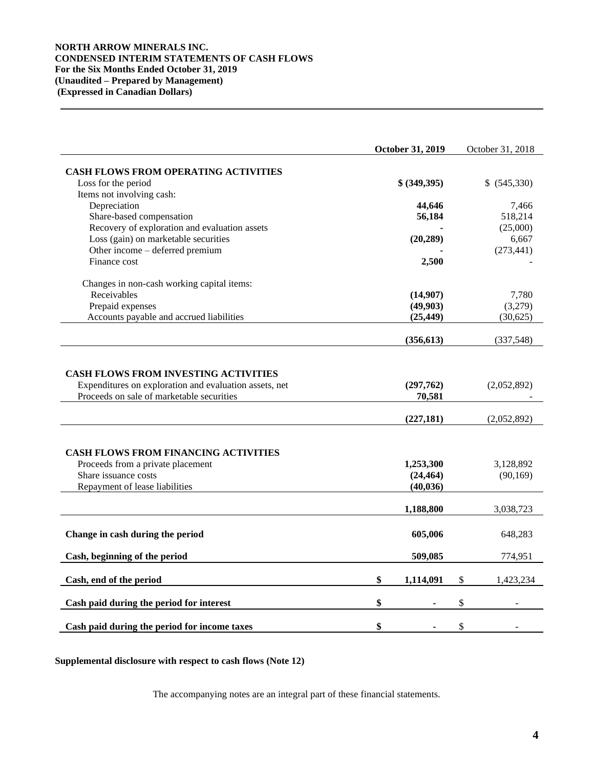**NORTH ARROW MINERALS INC.**
**CONDENSED INTERIM STATEMENTS OF CASH FLOWS**
**For the Six Months Ended October 31, 2019**
**(Unaudited – Prepared by Management)**
**(Expressed in Canadian Dollars)**

| | **October 31, 2019** | October 31, 2018 |
|---|---|---|
| **CASH FLOWS FROM OPERATING ACTIVITIES** | | |
| Loss for the period | **$ (349,395)** | $ (545,330) |
| Items not involving cash: | | |
| Depreciation | **44,646** | 7,466 |
| Share-based compensation | **56,184** | 518,214 |
| Recovery of exploration and evaluation assets | **-** | (25,000) |
| Loss (gain) on marketable securities | **(20,289)** | 6,667 |
| Other income – deferred premium | **-** | (273,441) |
| Finance cost | **2,500** | - |
| Changes in non-cash working capital items: | | |
| Receivables | **(14,907)** | 7,780 |
| Prepaid expenses | **(49,903)** | (3,279) |
| Accounts payable and accrued liabilities | **(25,449)** | (30,625) |
| | **(356,613)** | (337,548) |
| **CASH FLOWS FROM INVESTING ACTIVITIES** | | |
| Expenditures on exploration and evaluation assets, net | **(297,762)** | (2,052,892) |
| Proceeds on sale of marketable securities | **70,581** | - |
| | **(227,181)** | (2,052,892) |
| **CASH FLOWS FROM FINANCING ACTIVITIES** | | |
| Proceeds from a private placement | **1,253,300** | 3,128,892 |
| Share issuance costs | **(24,464)** | (90,169) |
| Repayment of lease liabilities | **(40,036)** | |
| | **1,188,800** | 3,038,723 |
| **Change in cash during the period** | **605,006** | 648,283 |
| **Cash, beginning of the period** | **509,085** | 774,951 |
| **Cash, end of the period** | **$ 1,114,091** | $ 1,423,234 |
| **Cash paid during the period for interest** | **$ -** | $ - |
| **Cash paid during the period for income taxes** | **$ -** | $ - |

**Supplemental disclosure with respect to cash flows (Note 12)**

The accompanying notes are an integral part of these financial statements.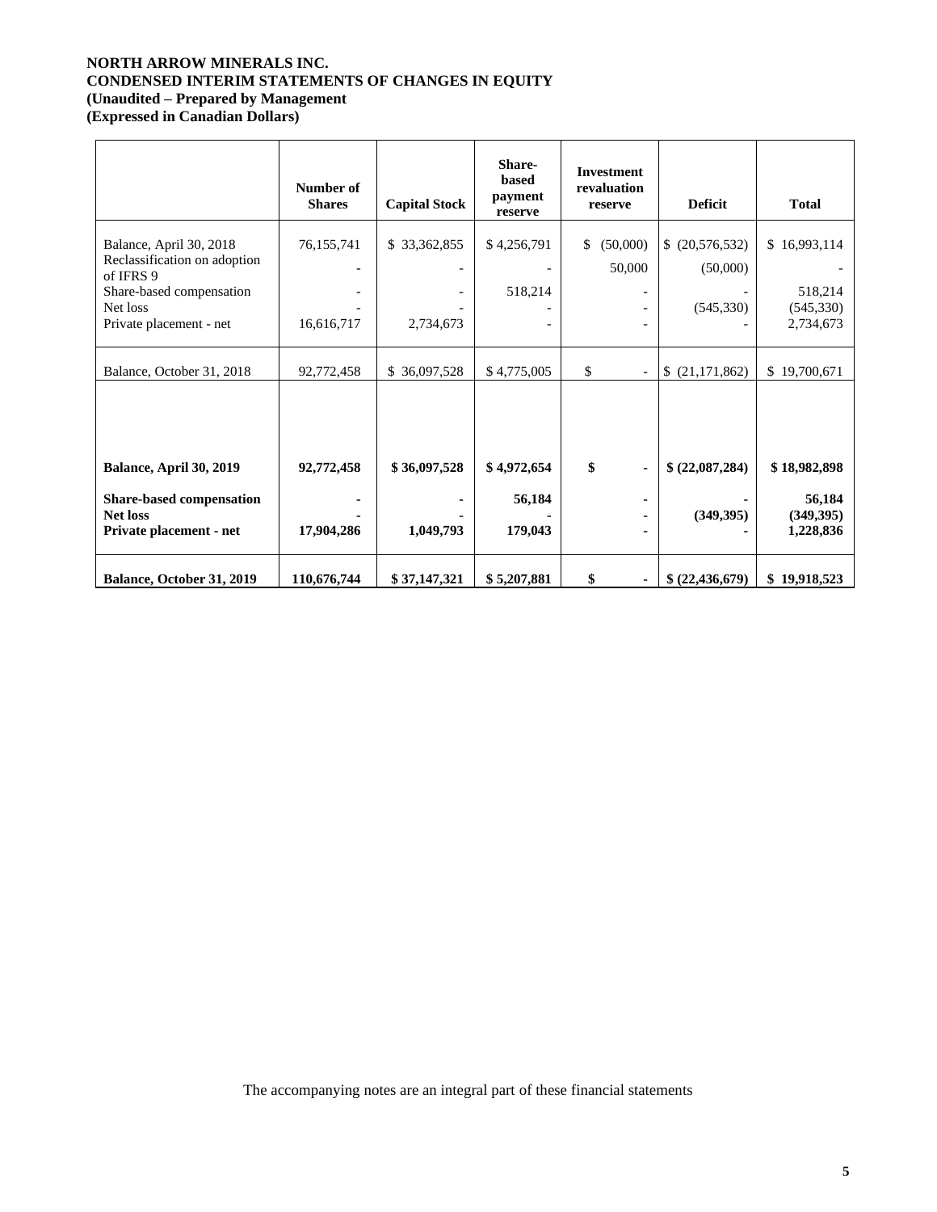**NORTH ARROW MINERALS INC.**
**CONDENSED INTERIM STATEMENTS OF CHANGES IN EQUITY**
**(Unaudited – Prepared by Management**
**(Expressed in Canadian Dollars)**

| | Number of Shares | Capital Stock | Share-based payment reserve | Investment revaluation reserve | Deficit | Total |
|---|---|---|---|---|---|---|
| Balance, April 30, 2018 | 76,155,741 | $ 33,362,855 | $ 4,256,791 | $ (50,000) | $ (20,576,532) | $ 16,993,114 |
| Reclassification on adoption of IFRS 9 | - | - | - | 50,000 | (50,000) | - |
| Share-based compensation | - | - | 518,214 | - | - | 518,214 |
| Net loss | - | - | - | - | (545,330) | (545,330) |
| Private placement - net | 16,616,717 | 2,734,673 | - | - | - | 2,734,673 |
| Balance, October 31, 2018 | 92,772,458 | $ 36,097,528 | $ 4,775,005 | $ - | $ (21,171,862) | $ 19,700,671 |
| | | | | | | |
| **Balance, April 30, 2019** | **92,772,458** | **$ 36,097,528** | **$ 4,972,654** | **$ -** | **$ (22,087,284)** | **$ 18,982,898** |
| **Share-based compensation** | **-** | **-** | **56,184** | **-** | **-** | **56,184** |
| **Net loss** | **-** | **-** | **-** | **-** | **(349,395)** | **(349,395)** |
| **Private placement - net** | **17,904,286** | **1,049,793** | **179,043** | **-** | **-** | **1,228,836** |
| **Balance, October 31, 2019** | **110,676,744** | **$ 37,147,321** | **$ 5,207,881** | **$ -** | **$ (22,436,679)** | **$ 19,918,523** |

The accompanying notes are an integral part of these financial statements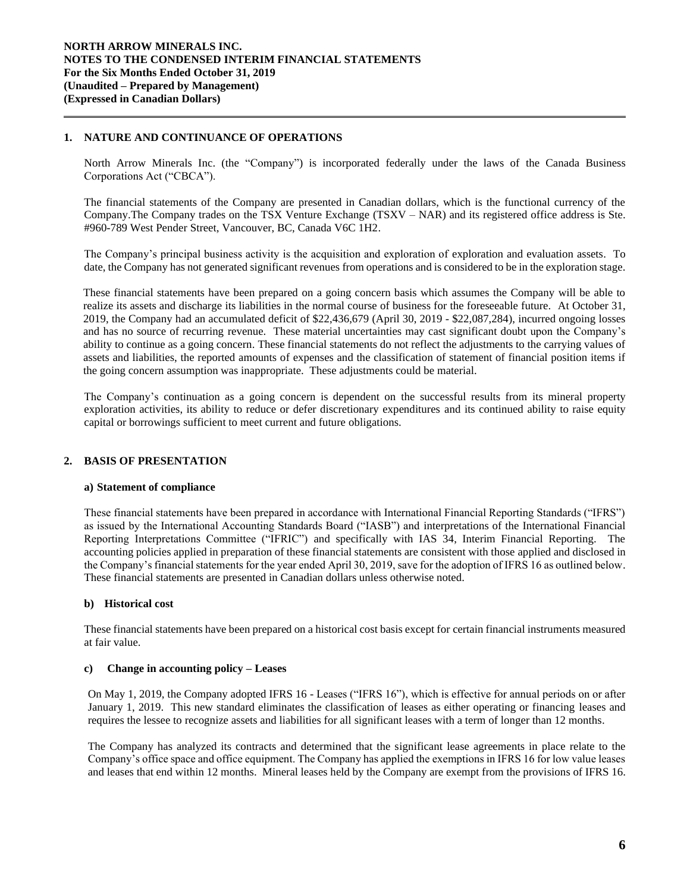## 1. NATURE AND CONTINUANCE OF OPERATIONS

North Arrow Minerals Inc. (the "Company") is incorporated federally under the laws of the Canada Business Corporations Act ("CBCA").

The financial statements of the Company are presented in Canadian dollars, which is the functional currency of the Company.The Company trades on the TSX Venture Exchange (TSXV – NAR) and its registered office address is Ste. #960-789 West Pender Street, Vancouver, BC, Canada V6C 1H2.

The Company's principal business activity is the acquisition and exploration of exploration and evaluation assets. To date, the Company has not generated significant revenues from operations and is considered to be in the exploration stage.

These financial statements have been prepared on a going concern basis which assumes the Company will be able to realize its assets and discharge its liabilities in the normal course of business for the foreseeable future. At October 31, 2019, the Company had an accumulated deficit of $22,436,679 (April 30, 2019 - $22,087,284), incurred ongoing losses and has no source of recurring revenue. These material uncertainties may cast significant doubt upon the Company's ability to continue as a going concern. These financial statements do not reflect the adjustments to the carrying values of assets and liabilities, the reported amounts of expenses and the classification of statement of financial position items if the going concern assumption was inappropriate. These adjustments could be material.

The Company's continuation as a going concern is dependent on the successful results from its mineral property exploration activities, its ability to reduce or defer discretionary expenditures and its continued ability to raise equity capital or borrowings sufficient to meet current and future obligations.

## 2. BASIS OF PRESENTATION

### a) Statement of compliance

These financial statements have been prepared in accordance with International Financial Reporting Standards ("IFRS") as issued by the International Accounting Standards Board ("IASB") and interpretations of the International Financial Reporting Interpretations Committee ("IFRIC") and specifically with IAS 34, Interim Financial Reporting. The accounting policies applied in preparation of these financial statements are consistent with those applied and disclosed in the Company's financial statements for the year ended April 30, 2019, save for the adoption of IFRS 16 as outlined below. These financial statements are presented in Canadian dollars unless otherwise noted.

### b) Historical cost

These financial statements have been prepared on a historical cost basis except for certain financial instruments measured at fair value.

### c) Change in accounting policy – Leases

On May 1, 2019, the Company adopted IFRS 16 - Leases ("IFRS 16"), which is effective for annual periods on or after January 1, 2019. This new standard eliminates the classification of leases as either operating or financing leases and requires the lessee to recognize assets and liabilities for all significant leases with a term of longer than 12 months.

The Company has analyzed its contracts and determined that the significant lease agreements in place relate to the Company's office space and office equipment. The Company has applied the exemptions in IFRS 16 for low value leases and leases that end within 12 months. Mineral leases held by the Company are exempt from the provisions of IFRS 16.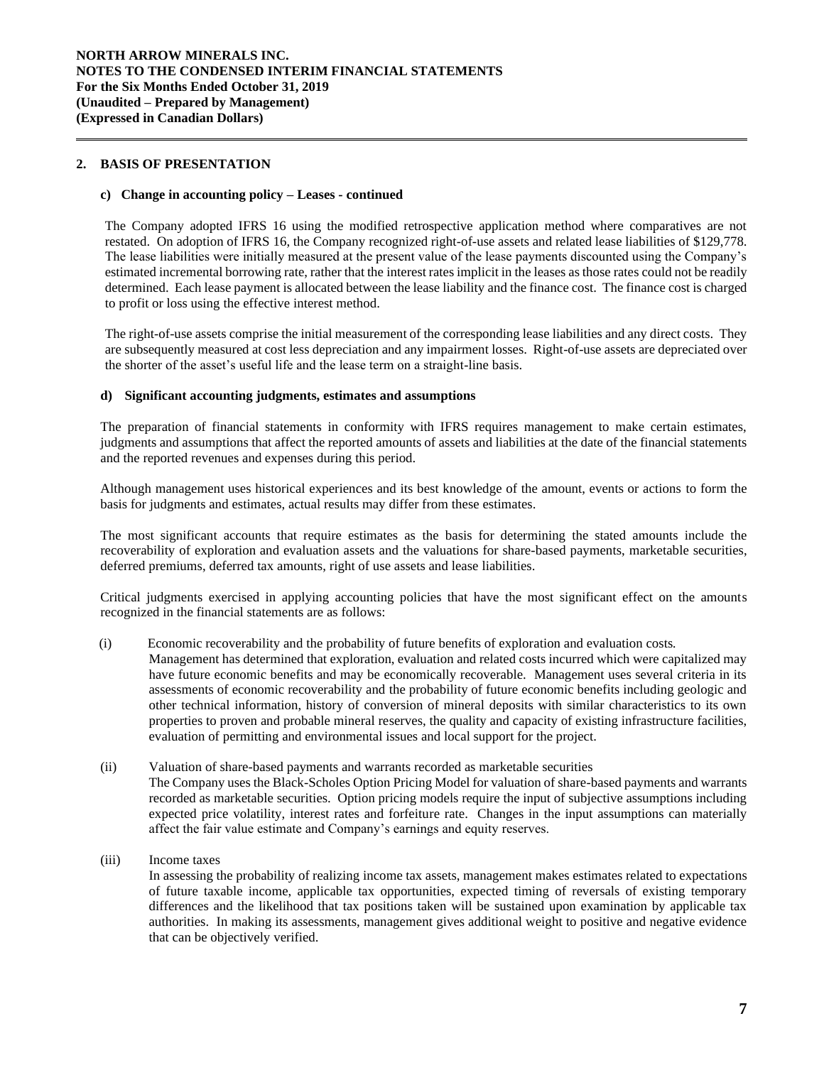## 2. BASIS OF PRESENTATION

### c) Change in accounting policy – Leases - continued

The Company adopted IFRS 16 using the modified retrospective application method where comparatives are not restated. On adoption of IFRS 16, the Company recognized right-of-use assets and related lease liabilities of $129,778. The lease liabilities were initially measured at the present value of the lease payments discounted using the Company's estimated incremental borrowing rate, rather that the interest rates implicit in the leases as those rates could not be readily determined. Each lease payment is allocated between the lease liability and the finance cost. The finance cost is charged to profit or loss using the effective interest method.

The right-of-use assets comprise the initial measurement of the corresponding lease liabilities and any direct costs. They are subsequently measured at cost less depreciation and any impairment losses. Right-of-use assets are depreciated over the shorter of the asset's useful life and the lease term on a straight-line basis.

### d) Significant accounting judgments, estimates and assumptions

The preparation of financial statements in conformity with IFRS requires management to make certain estimates, judgments and assumptions that affect the reported amounts of assets and liabilities at the date of the financial statements and the reported revenues and expenses during this period.

Although management uses historical experiences and its best knowledge of the amount, events or actions to form the basis for judgments and estimates, actual results may differ from these estimates.

The most significant accounts that require estimates as the basis for determining the stated amounts include the recoverability of exploration and evaluation assets and the valuations for share-based payments, marketable securities, deferred premiums, deferred tax amounts, right of use assets and lease liabilities.

Critical judgments exercised in applying accounting policies that have the most significant effect on the amounts recognized in the financial statements are as follows:

(i) Economic recoverability and the probability of future benefits of exploration and evaluation costs*.*
Management has determined that exploration, evaluation and related costs incurred which were capitalized may have future economic benefits and may be economically recoverable. Management uses several criteria in its assessments of economic recoverability and the probability of future economic benefits including geologic and other technical information, history of conversion of mineral deposits with similar characteristics to its own properties to proven and probable mineral reserves, the quality and capacity of existing infrastructure facilities, evaluation of permitting and environmental issues and local support for the project.

(ii) Valuation of share-based payments and warrants recorded as marketable securities
The Company uses the Black-Scholes Option Pricing Model for valuation of share-based payments and warrants recorded as marketable securities. Option pricing models require the input of subjective assumptions including expected price volatility, interest rates and forfeiture rate. Changes in the input assumptions can materially affect the fair value estimate and Company's earnings and equity reserves.

(iii) Income taxes
In assessing the probability of realizing income tax assets, management makes estimates related to expectations of future taxable income, applicable tax opportunities, expected timing of reversals of existing temporary differences and the likelihood that tax positions taken will be sustained upon examination by applicable tax authorities. In making its assessments, management gives additional weight to positive and negative evidence that can be objectively verified.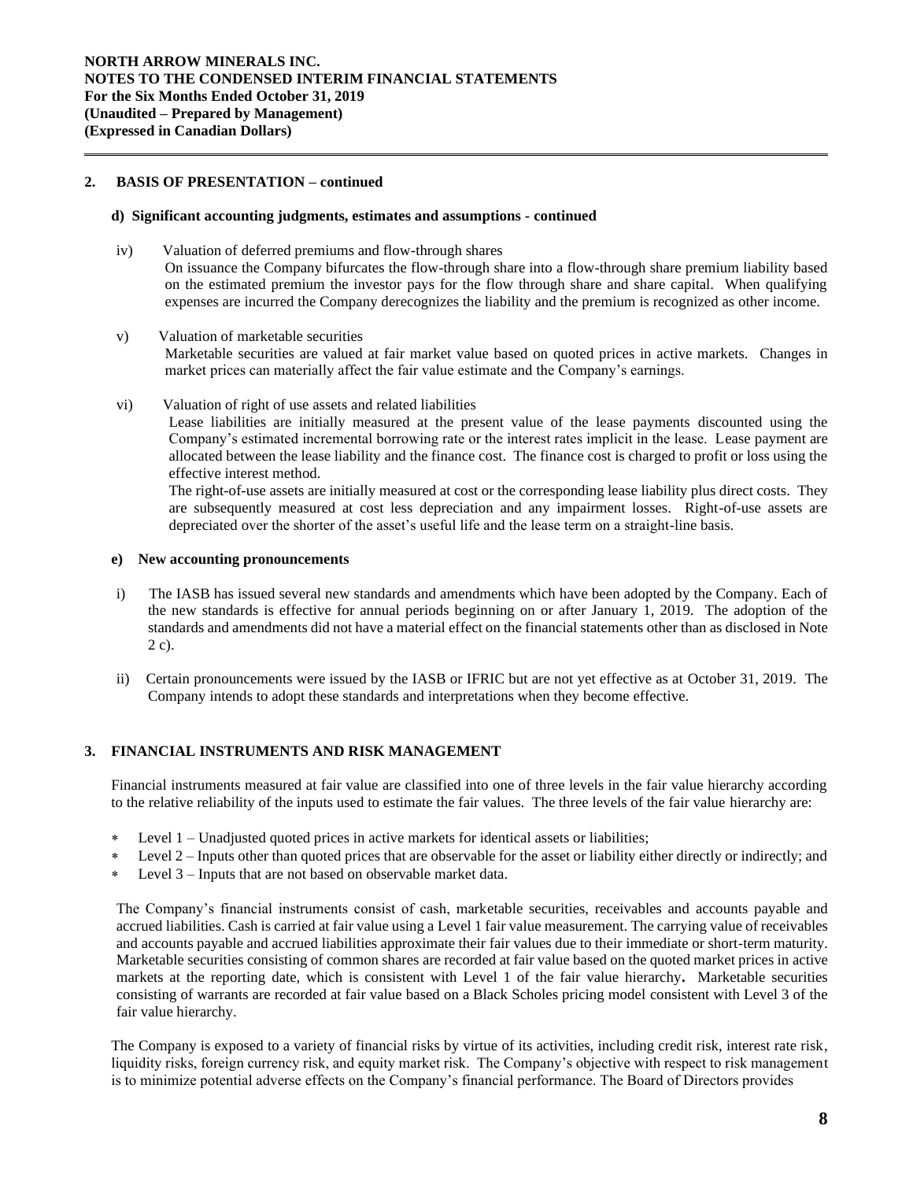## 2. BASIS OF PRESENTATION – continued

### d) Significant accounting judgments, estimates and assumptions - continued

iv) Valuation of deferred premiums and flow-through shares
On issuance the Company bifurcates the flow-through share into a flow-through share premium liability based on the estimated premium the investor pays for the flow through share and share capital. When qualifying expenses are incurred the Company derecognizes the liability and the premium is recognized as other income.

v) Valuation of marketable securities
Marketable securities are valued at fair market value based on quoted prices in active markets. Changes in market prices can materially affect the fair value estimate and the Company's earnings.

vi) Valuation of right of use assets and related liabilities
Lease liabilities are initially measured at the present value of the lease payments discounted using the Company's estimated incremental borrowing rate or the interest rates implicit in the lease. Lease payment are allocated between the lease liability and the finance cost. The finance cost is charged to profit or loss using the effective interest method.
The right-of-use assets are initially measured at cost or the corresponding lease liability plus direct costs. They are subsequently measured at cost less depreciation and any impairment losses. Right-of-use assets are depreciated over the shorter of the asset's useful life and the lease term on a straight-line basis.

### e) New accounting pronouncements

i) The IASB has issued several new standards and amendments which have been adopted by the Company. Each of the new standards is effective for annual periods beginning on or after January 1, 2019. The adoption of the standards and amendments did not have a material effect on the financial statements other than as disclosed in Note 2 c).

ii) Certain pronouncements were issued by the IASB or IFRIC but are not yet effective as at October 31, 2019. The Company intends to adopt these standards and interpretations when they become effective.

## 3. FINANCIAL INSTRUMENTS AND RISK MANAGEMENT

Financial instruments measured at fair value are classified into one of three levels in the fair value hierarchy according to the relative reliability of the inputs used to estimate the fair values. The three levels of the fair value hierarchy are:

* Level 1 – Unadjusted quoted prices in active markets for identical assets or liabilities;
* Level 2 – Inputs other than quoted prices that are observable for the asset or liability either directly or indirectly; and
* Level 3 – Inputs that are not based on observable market data.

The Company's financial instruments consist of cash, marketable securities, receivables and accounts payable and accrued liabilities. Cash is carried at fair value using a Level 1 fair value measurement. The carrying value of receivables and accounts payable and accrued liabilities approximate their fair values due to their immediate or short-term maturity. Marketable securities consisting of common shares are recorded at fair value based on the quoted market prices in active markets at the reporting date, which is consistent with Level 1 of the fair value hierarchy**.** Marketable securities consisting of warrants are recorded at fair value based on a Black Scholes pricing model consistent with Level 3 of the fair value hierarchy.

The Company is exposed to a variety of financial risks by virtue of its activities, including credit risk, interest rate risk, liquidity risks, foreign currency risk, and equity market risk. The Company's objective with respect to risk management is to minimize potential adverse effects on the Company's financial performance. The Board of Directors provides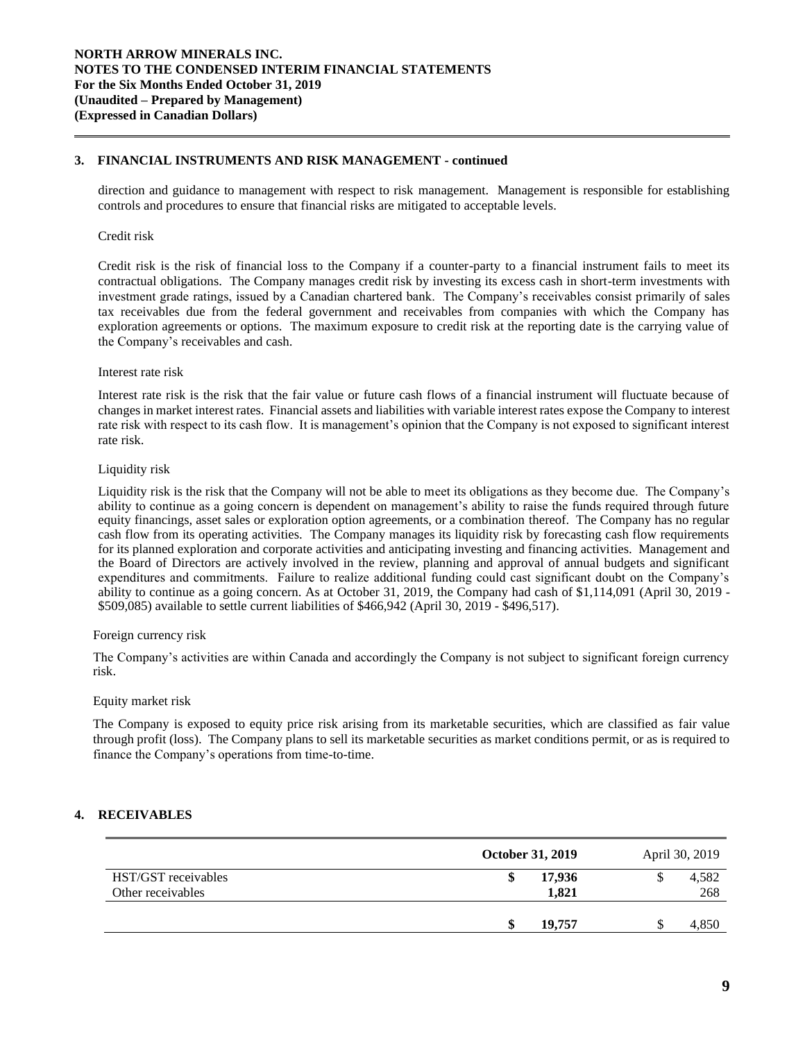## 3. FINANCIAL INSTRUMENTS AND RISK MANAGEMENT - continued

direction and guidance to management with respect to risk management. Management is responsible for establishing controls and procedures to ensure that financial risks are mitigated to acceptable levels.

Credit risk

Credit risk is the risk of financial loss to the Company if a counter-party to a financial instrument fails to meet its contractual obligations. The Company manages credit risk by investing its excess cash in short-term investments with investment grade ratings, issued by a Canadian chartered bank. The Company's receivables consist primarily of sales tax receivables due from the federal government and receivables from companies with which the Company has exploration agreements or options. The maximum exposure to credit risk at the reporting date is the carrying value of the Company's receivables and cash.

Interest rate risk

Interest rate risk is the risk that the fair value or future cash flows of a financial instrument will fluctuate because of changes in market interest rates. Financial assets and liabilities with variable interest rates expose the Company to interest rate risk with respect to its cash flow. It is management's opinion that the Company is not exposed to significant interest rate risk.

Liquidity risk

Liquidity risk is the risk that the Company will not be able to meet its obligations as they become due. The Company's ability to continue as a going concern is dependent on management's ability to raise the funds required through future equity financings, asset sales or exploration option agreements, or a combination thereof. The Company has no regular cash flow from its operating activities. The Company manages its liquidity risk by forecasting cash flow requirements for its planned exploration and corporate activities and anticipating investing and financing activities. Management and the Board of Directors are actively involved in the review, planning and approval of annual budgets and significant expenditures and commitments. Failure to realize additional funding could cast significant doubt on the Company's ability to continue as a going concern. As at October 31, 2019, the Company had cash of $1,114,091 (April 30, 2019 - $509,085) available to settle current liabilities of $466,942 (April 30, 2019 - $496,517).

Foreign currency risk

The Company's activities are within Canada and accordingly the Company is not subject to significant foreign currency risk.

Equity market risk

The Company is exposed to equity price risk arising from its marketable securities, which are classified as fair value through profit (loss). The Company plans to sell its marketable securities as market conditions permit, or as is required to finance the Company's operations from time-to-time.

## 4. RECEIVABLES

| | **October 31, 2019** | April 30, 2019 |
|---|---|---|
| HST/GST receivables | **$ 17,936** | $ 4,582 |
| Other receivables | **1,821** | 268 |
| | **$ 19,757** | $ 4,850 |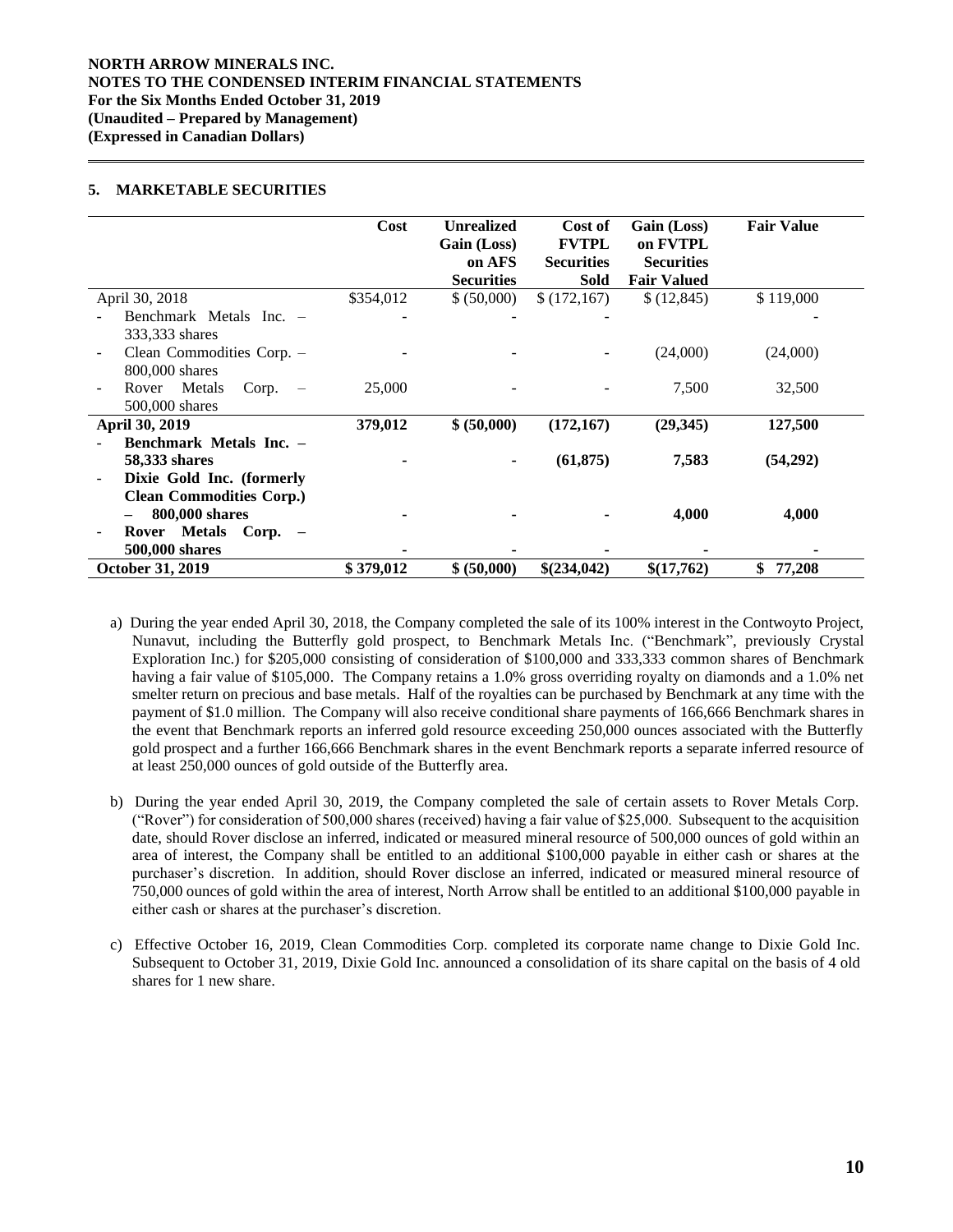## 5. MARKETABLE SECURITIES

| | Cost | Unrealized Gain (Loss) on AFS Securities | Cost of FVTPL Securities Sold | Gain (Loss) on FVTPL Securities Fair Valued | Fair Value |
|---|---|---|---|---|---|
| April 30, 2018 | $354,012 | $ (50,000) | $ (172,167) | $ (12,845) | $ 119,000 |
| - Benchmark Metals Inc. – 333,333 shares | - | - | - | - | - |
| - Clean Commodities Corp. – 800,000 shares | - | - | - | (24,000) | (24,000) |
| - Rover Metals Corp. – 500,000 shares | 25,000 | - | - | 7,500 | 32,500 |
| **April 30, 2019** | **379,012** | **$ (50,000)** | **(172,167)** | **(29,345)** | **127,500** |
| - **Benchmark Metals Inc. – 58,333 shares** | **-** | **-** | **(61,875)** | **7,583** | **(54,292)** |
| - **Dixie Gold Inc. (formerly Clean Commodities Corp.) – 800,000 shares** | **-** | **-** | **-** | **4,000** | **4,000** |
| - **Rover Metals Corp. – 500,000 shares** | **-** | **-** | **-** | **-** | **-** |
| **October 31, 2019** | **$ 379,012** | **$ (50,000)** | **$(234,042)** | **$(17,762)** | **$ 77,208** |

a) During the year ended April 30, 2018, the Company completed the sale of its 100% interest in the Contwoyto Project, Nunavut, including the Butterfly gold prospect, to Benchmark Metals Inc. ("Benchmark", previously Crystal Exploration Inc.) for $205,000 consisting of consideration of $100,000 and 333,333 common shares of Benchmark having a fair value of $105,000. The Company retains a 1.0% gross overriding royalty on diamonds and a 1.0% net smelter return on precious and base metals. Half of the royalties can be purchased by Benchmark at any time with the payment of $1.0 million. The Company will also receive conditional share payments of 166,666 Benchmark shares in the event that Benchmark reports an inferred gold resource exceeding 250,000 ounces associated with the Butterfly gold prospect and a further 166,666 Benchmark shares in the event Benchmark reports a separate inferred resource of at least 250,000 ounces of gold outside of the Butterfly area.

b) During the year ended April 30, 2019, the Company completed the sale of certain assets to Rover Metals Corp. ("Rover") for consideration of 500,000 shares (received) having a fair value of $25,000. Subsequent to the acquisition date, should Rover disclose an inferred, indicated or measured mineral resource of 500,000 ounces of gold within an area of interest, the Company shall be entitled to an additional $100,000 payable in either cash or shares at the purchaser's discretion. In addition, should Rover disclose an inferred, indicated or measured mineral resource of 750,000 ounces of gold within the area of interest, North Arrow shall be entitled to an additional $100,000 payable in either cash or shares at the purchaser's discretion.

c) Effective October 16, 2019, Clean Commodities Corp. completed its corporate name change to Dixie Gold Inc. Subsequent to October 31, 2019, Dixie Gold Inc. announced a consolidation of its share capital on the basis of 4 old shares for 1 new share.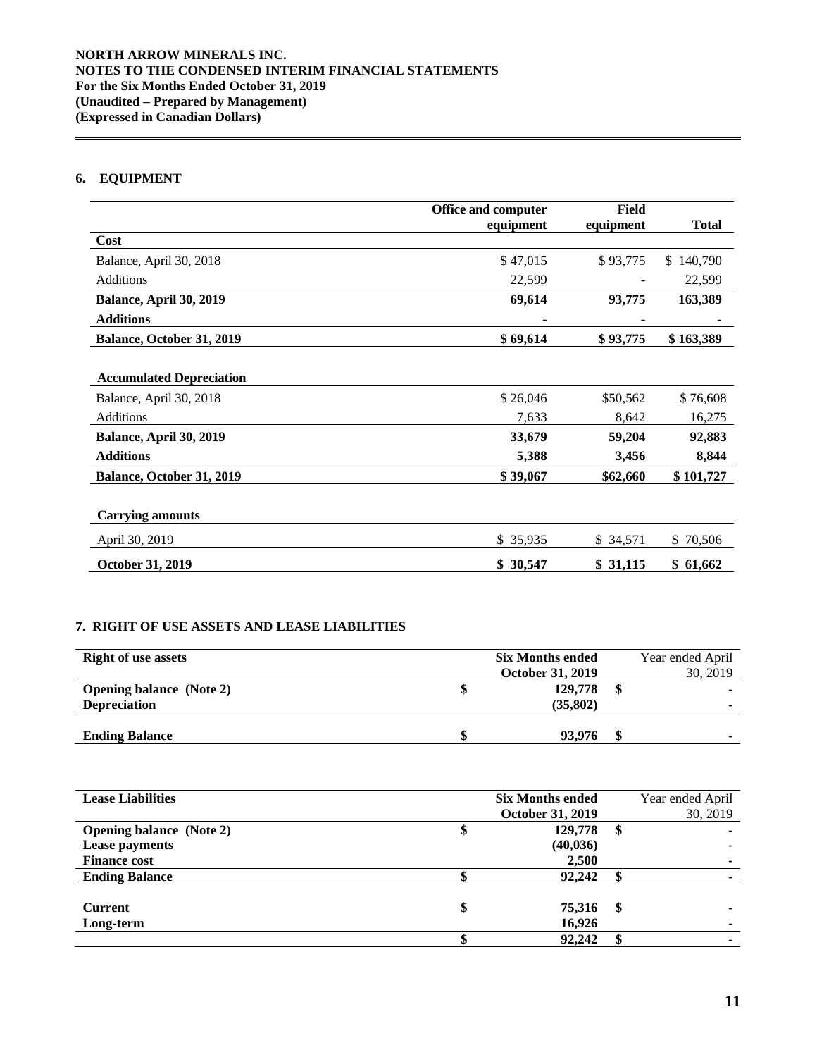## 6. EQUIPMENT

| | Office and computer equipment | Field equipment | Total |
|---|---|---|---|
| **Cost** | | | |
| Balance, April 30, 2018 | $ 47,015 | $ 93,775 | $ 140,790 |
| Additions | 22,599 | - | 22,599 |
| **Balance, April 30, 2019** | **69,614** | **93,775** | **163,389** |
| **Additions** | **-** | **-** | **-** |
| **Balance, October 31, 2019** | **$ 69,614** | **$ 93,775** | **$ 163,389** |
| | | | |
| **Accumulated Depreciation** | | | |
| Balance, April 30, 2018 | $ 26,046 | $50,562 | $ 76,608 |
| Additions | 7,633 | 8,642 | 16,275 |
| **Balance, April 30, 2019** | **33,679** | **59,204** | **92,883** |
| **Additions** | **5,388** | **3,456** | **8,844** |
| **Balance, October 31, 2019** | **$ 39,067** | **$62,660** | **$ 101,727** |
| | | | |
| **Carrying amounts** | | | |
| April 30, 2019 | $ 35,935 | $ 34,571 | $ 70,506 |
| **October 31, 2019** | **$ 30,547** | **$ 31,115** | **$ 61,662** |

## 7. RIGHT OF USE ASSETS AND LEASE LIABILITIES

| Right of use assets | Six Months ended October 31, 2019 | Year ended April 30, 2019 |
|---|---|---|
| **Opening balance (Note 2)** | $ 129,778 | $ - |
| **Depreciation** | (35,802) | - |
| **Ending Balance** | $ 93,976 | $ - |

| Lease Liabilities | Six Months ended October 31, 2019 | Year ended April 30, 2019 |
|---|---|---|
| **Opening balance (Note 2)** | $ 129,778 | $ - |
| **Lease payments** | (40,036) | - |
| **Finance cost** | 2,500 | - |
| **Ending Balance** | $ 92,242 | $ - |
| | | |
| **Current** | $ 75,316 | $ - |
| **Long-term** | 16,926 | - |
| | $ 92,242 | $ - |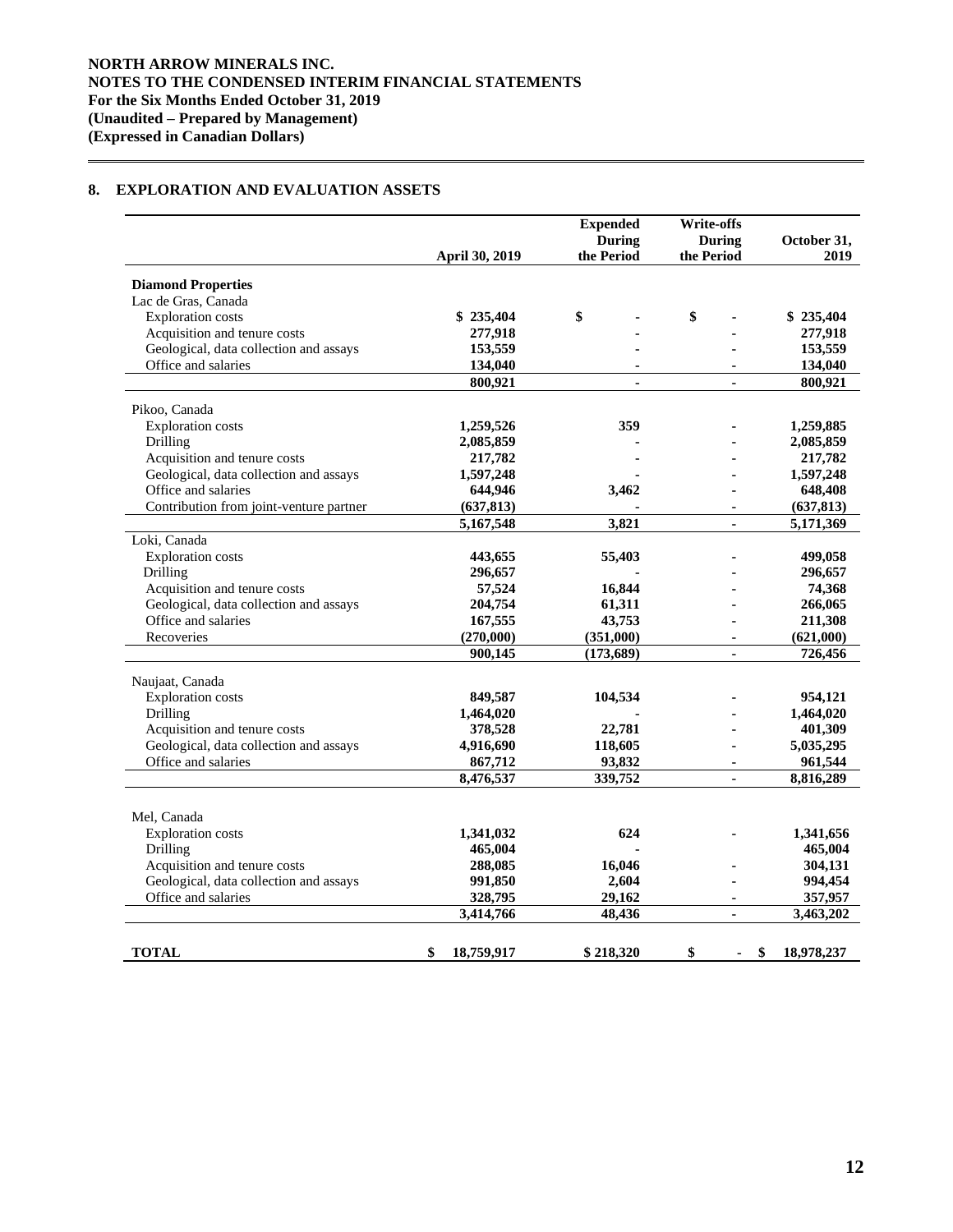**NORTH ARROW MINERALS INC.**
**NOTES TO THE CONDENSED INTERIM FINANCIAL STATEMENTS**
**For the Six Months Ended October 31, 2019**
**(Unaudited – Prepared by Management)**
**(Expressed in Canadian Dollars)**

## 8. EXPLORATION AND EVALUATION ASSETS

| | April 30, 2019 | Expended During the Period | Write-offs During the Period | October 31, 2019 |
|---|---|---|---|---|
| **Diamond Properties** | | | | |
| Lac de Gras, Canada | | | | |
| Exploration costs | $ 235,404 | $ - | $ - | $ 235,404 |
| Acquisition and tenure costs | 277,918 | - | - | 277,918 |
| Geological, data collection and assays | 153,559 | - | - | 153,559 |
| Office and salaries | 134,040 | - | - | 134,040 |
| | 800,921 | - | - | 800,921 |
| Pikoo, Canada | | | | |
| Exploration costs | 1,259,526 | 359 | - | 1,259,885 |
| Drilling | 2,085,859 | - | - | 2,085,859 |
| Acquisition and tenure costs | 217,782 | - | - | 217,782 |
| Geological, data collection and assays | 1,597,248 | - | - | 1,597,248 |
| Office and salaries | 644,946 | 3,462 | - | 648,408 |
| Contribution from joint-venture partner | (637,813) | - | - | (637,813) |
| | 5,167,548 | 3,821 | - | 5,171,369 |
| Loki, Canada | | | | |
| Exploration costs | 443,655 | 55,403 | - | 499,058 |
| Drilling | 296,657 | - | - | 296,657 |
| Acquisition and tenure costs | 57,524 | 16,844 | - | 74,368 |
| Geological, data collection and assays | 204,754 | 61,311 | - | 266,065 |
| Office and salaries | 167,555 | 43,753 | - | 211,308 |
| Recoveries | (270,000) | (351,000) | - | (621,000) |
| | 900,145 | (173,689) | - | 726,456 |
| Naujaat, Canada | | | | |
| Exploration costs | 849,587 | 104,534 | - | 954,121 |
| Drilling | 1,464,020 | - | - | 1,464,020 |
| Acquisition and tenure costs | 378,528 | 22,781 | - | 401,309 |
| Geological, data collection and assays | 4,916,690 | 118,605 | - | 5,035,295 |
| Office and salaries | 867,712 | 93,832 | - | 961,544 |
| | 8,476,537 | 339,752 | - | 8,816,289 |
| Mel, Canada | | | | |
| Exploration costs | 1,341,032 | 624 | - | 1,341,656 |
| Drilling | 465,004 | - | | 465,004 |
| Acquisition and tenure costs | 288,085 | 16,046 | - | 304,131 |
| Geological, data collection and assays | 991,850 | 2,604 | - | 994,454 |
| Office and salaries | 328,795 | 29,162 | - | 357,957 |
| | 3,414,766 | 48,436 | - | 3,463,202 |
| **TOTAL** | $ 18,759,917 | $ 218,320 | $ - | $ 18,978,237 |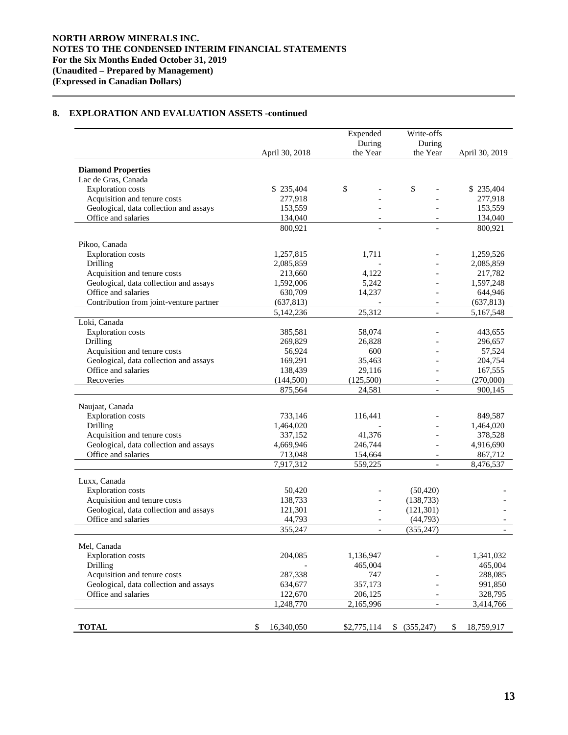**NORTH ARROW MINERALS INC.**
**NOTES TO THE CONDENSED INTERIM FINANCIAL STATEMENTS**
**For the Six Months Ended October 31, 2019**
**(Unaudited – Prepared by Management)**
**(Expressed in Canadian Dollars)**

## 8. EXPLORATION AND EVALUATION ASSETS -continued

| | April 30, 2018 | Expended During the Year | Write-offs During the Year | April 30, 2019 |
|---|---|---|---|---|
| **Diamond Properties** | | | | |
| Lac de Gras, Canada | | | | |
| Exploration costs | $ 235,404 | $ - | $ - | $ 235,404 |
| Acquisition and tenure costs | 277,918 | - | - | 277,918 |
| Geological, data collection and assays | 153,559 | - | - | 153,559 |
| Office and salaries | 134,040 | - | - | 134,040 |
| | 800,921 | - | - | 800,921 |
| Pikoo, Canada | | | | |
| Exploration costs | 1,257,815 | 1,711 | - | 1,259,526 |
| Drilling | 2,085,859 | - | - | 2,085,859 |
| Acquisition and tenure costs | 213,660 | 4,122 | - | 217,782 |
| Geological, data collection and assays | 1,592,006 | 5,242 | - | 1,597,248 |
| Office and salaries | 630,709 | 14,237 | - | 644,946 |
| Contribution from joint-venture partner | (637,813) | - | - | (637,813) |
| | 5,142,236 | 25,312 | - | 5,167,548 |
| Loki, Canada | | | | |
| Exploration costs | 385,581 | 58,074 | - | 443,655 |
| Drilling | 269,829 | 26,828 | - | 296,657 |
| Acquisition and tenure costs | 56,924 | 600 | - | 57,524 |
| Geological, data collection and assays | 169,291 | 35,463 | - | 204,754 |
| Office and salaries | 138,439 | 29,116 | - | 167,555 |
| Recoveries | (144,500) | (125,500) | - | (270,000) |
| | 875,564 | 24,581 | - | 900,145 |
| Naujaat, Canada | | | | |
| Exploration costs | 733,146 | 116,441 | - | 849,587 |
| Drilling | 1,464,020 | - | - | 1,464,020 |
| Acquisition and tenure costs | 337,152 | 41,376 | - | 378,528 |
| Geological, data collection and assays | 4,669,946 | 246,744 | - | 4,916,690 |
| Office and salaries | 713,048 | 154,664 | - | 867,712 |
| | 7,917,312 | 559,225 | - | 8,476,537 |
| Luxx, Canada | | | | |
| Exploration costs | 50,420 | - | (50,420) | - |
| Acquisition and tenure costs | 138,733 | - | (138,733) | - |
| Geological, data collection and assays | 121,301 | - | (121,301) | - |
| Office and salaries | 44,793 | - | (44,793) | - |
| | 355,247 | - | (355,247) | - |
| Mel, Canada | | | | |
| Exploration costs | 204,085 | 1,136,947 | - | 1,341,032 |
| Drilling | - | 465,004 | | 465,004 |
| Acquisition and tenure costs | 287,338 | 747 | - | 288,085 |
| Geological, data collection and assays | 634,677 | 357,173 | - | 991,850 |
| Office and salaries | 122,670 | 206,125 | - | 328,795 |
| | 1,248,770 | 2,165,996 | - | 3,414,766 |
| **TOTAL** | $ 16,340,050 | $2,775,114 | $ (355,247) | $ 18,759,917 |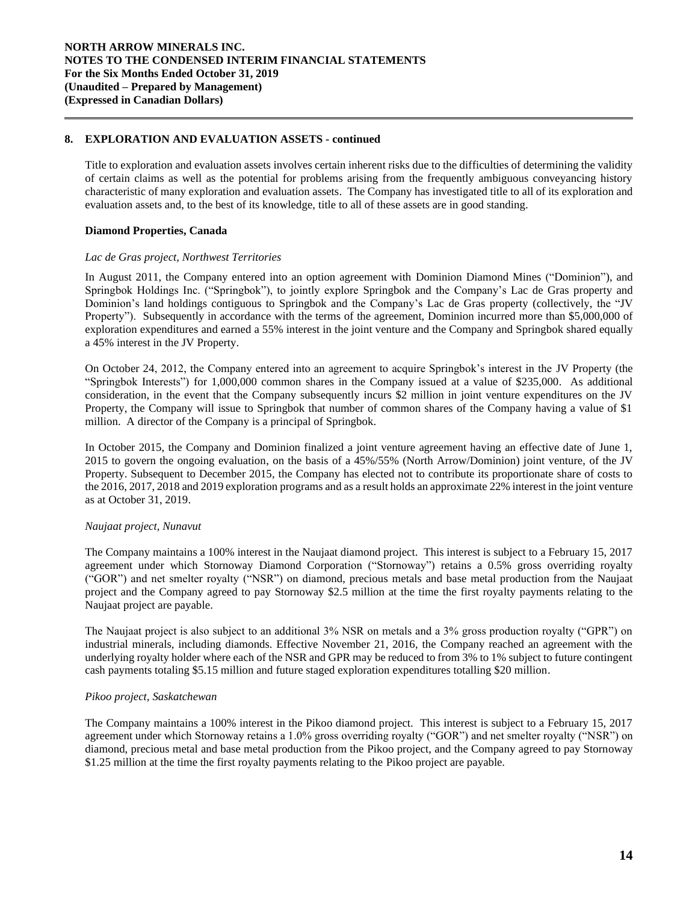## 8. EXPLORATION AND EVALUATION ASSETS - continued

Title to exploration and evaluation assets involves certain inherent risks due to the difficulties of determining the validity of certain claims as well as the potential for problems arising from the frequently ambiguous conveyancing history characteristic of many exploration and evaluation assets. The Company has investigated title to all of its exploration and evaluation assets and, to the best of its knowledge, title to all of these assets are in good standing.

### Diamond Properties, Canada

*Lac de Gras project, Northwest Territories*

In August 2011, the Company entered into an option agreement with Dominion Diamond Mines ("Dominion"), and Springbok Holdings Inc. ("Springbok"), to jointly explore Springbok and the Company's Lac de Gras property and Dominion's land holdings contiguous to Springbok and the Company's Lac de Gras property (collectively, the "JV Property"). Subsequently in accordance with the terms of the agreement, Dominion incurred more than $5,000,000 of exploration expenditures and earned a 55% interest in the joint venture and the Company and Springbok shared equally a 45% interest in the JV Property.

On October 24, 2012, the Company entered into an agreement to acquire Springbok's interest in the JV Property (the "Springbok Interests") for 1,000,000 common shares in the Company issued at a value of $235,000. As additional consideration, in the event that the Company subsequently incurs $2 million in joint venture expenditures on the JV Property, the Company will issue to Springbok that number of common shares of the Company having a value of $1 million. A director of the Company is a principal of Springbok.

In October 2015, the Company and Dominion finalized a joint venture agreement having an effective date of June 1, 2015 to govern the ongoing evaluation, on the basis of a 45%/55% (North Arrow/Dominion) joint venture, of the JV Property. Subsequent to December 2015, the Company has elected not to contribute its proportionate share of costs to the 2016, 2017, 2018 and 2019 exploration programs and as a result holds an approximate 22% interest in the joint venture as at October 31, 2019.

*Naujaat project, Nunavut*

The Company maintains a 100% interest in the Naujaat diamond project. This interest is subject to a February 15, 2017 agreement under which Stornoway Diamond Corporation ("Stornoway") retains a 0.5% gross overriding royalty ("GOR") and net smelter royalty ("NSR") on diamond, precious metals and base metal production from the Naujaat project and the Company agreed to pay Stornoway $2.5 million at the time the first royalty payments relating to the Naujaat project are payable.

The Naujaat project is also subject to an additional 3% NSR on metals and a 3% gross production royalty ("GPR") on industrial minerals, including diamonds. Effective November 21, 2016, the Company reached an agreement with the underlying royalty holder where each of the NSR and GPR may be reduced to from 3% to 1% subject to future contingent cash payments totaling $5.15 million and future staged exploration expenditures totalling $20 million.

*Pikoo project, Saskatchewan*

The Company maintains a 100% interest in the Pikoo diamond project. This interest is subject to a February 15, 2017 agreement under which Stornoway retains a 1.0% gross overriding royalty ("GOR") and net smelter royalty ("NSR") on diamond, precious metal and base metal production from the Pikoo project, and the Company agreed to pay Stornoway $1.25 million at the time the first royalty payments relating to the Pikoo project are payable.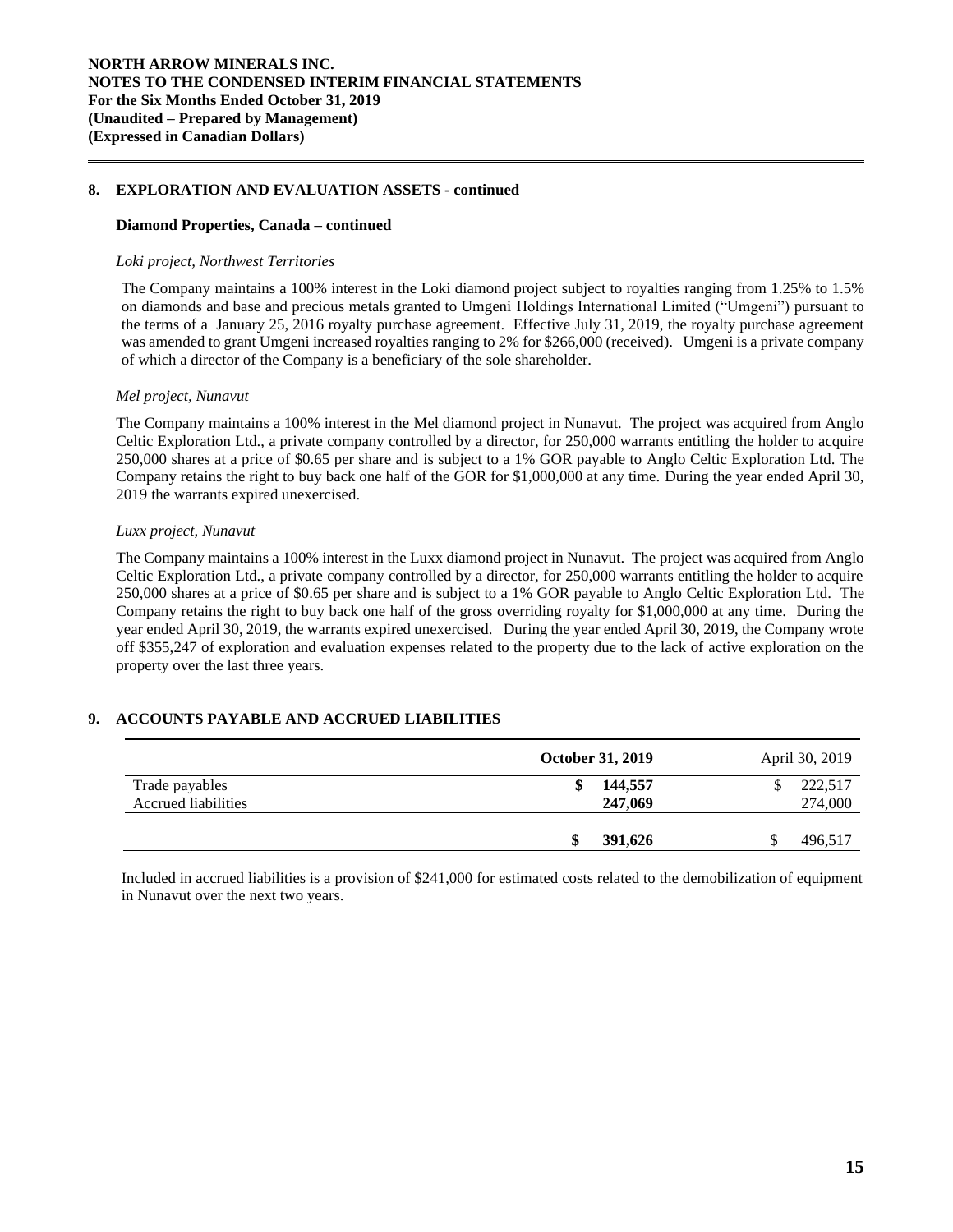## 8. EXPLORATION AND EVALUATION ASSETS - continued

### Diamond Properties, Canada – continued

*Loki project, Northwest Territories*

The Company maintains a 100% interest in the Loki diamond project subject to royalties ranging from 1.25% to 1.5% on diamonds and base and precious metals granted to Umgeni Holdings International Limited ("Umgeni") pursuant to the terms of a January 25, 2016 royalty purchase agreement. Effective July 31, 2019, the royalty purchase agreement was amended to grant Umgeni increased royalties ranging to 2% for $266,000 (received). Umgeni is a private company of which a director of the Company is a beneficiary of the sole shareholder.

*Mel project, Nunavut*

The Company maintains a 100% interest in the Mel diamond project in Nunavut. The project was acquired from Anglo Celtic Exploration Ltd., a private company controlled by a director, for 250,000 warrants entitling the holder to acquire 250,000 shares at a price of $0.65 per share and is subject to a 1% GOR payable to Anglo Celtic Exploration Ltd. The Company retains the right to buy back one half of the GOR for $1,000,000 at any time. During the year ended April 30, 2019 the warrants expired unexercised.

*Luxx project, Nunavut*

The Company maintains a 100% interest in the Luxx diamond project in Nunavut. The project was acquired from Anglo Celtic Exploration Ltd., a private company controlled by a director, for 250,000 warrants entitling the holder to acquire 250,000 shares at a price of $0.65 per share and is subject to a 1% GOR payable to Anglo Celtic Exploration Ltd. The Company retains the right to buy back one half of the gross overriding royalty for $1,000,000 at any time. During the year ended April 30, 2019, the warrants expired unexercised. During the year ended April 30, 2019, the Company wrote off $355,247 of exploration and evaluation expenses related to the property due to the lack of active exploration on the property over the last three years.

## 9. ACCOUNTS PAYABLE AND ACCRUED LIABILITIES

| | **October 31, 2019** | April 30, 2019 |
|---|---|---|
| Trade payables | **$ 144,557** | $ 222,517 |
| Accrued liabilities | **247,069** | 274,000 |
| | **$ 391,626** | $ 496,517 |

Included in accrued liabilities is a provision of $241,000 for estimated costs related to the demobilization of equipment in Nunavut over the next two years.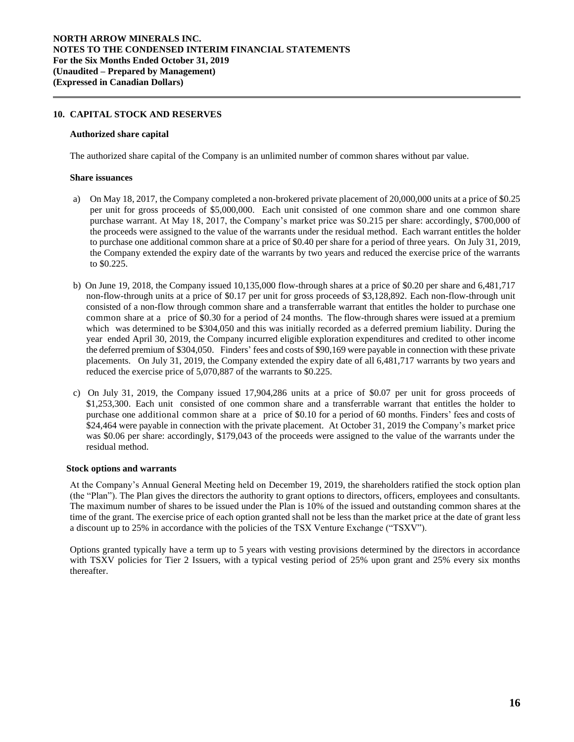## 10. CAPITAL STOCK AND RESERVES

### Authorized share capital

The authorized share capital of the Company is an unlimited number of common shares without par value.

### Share issuances

a) On May 18, 2017, the Company completed a non-brokered private placement of 20,000,000 units at a price of $0.25 per unit for gross proceeds of $5,000,000. Each unit consisted of one common share and one common share purchase warrant. At May 18, 2017, the Company's market price was $0.215 per share: accordingly, $700,000 of the proceeds were assigned to the value of the warrants under the residual method. Each warrant entitles the holder to purchase one additional common share at a price of $0.40 per share for a period of three years. On July 31, 2019, the Company extended the expiry date of the warrants by two years and reduced the exercise price of the warrants to $0.225.

b) On June 19, 2018, the Company issued 10,135,000 flow-through shares at a price of $0.20 per share and 6,481,717 non-flow-through units at a price of $0.17 per unit for gross proceeds of $3,128,892. Each non-flow-through unit consisted of a non-flow through common share and a transferrable warrant that entitles the holder to purchase one common share at a price of $0.30 for a period of 24 months. The flow-through shares were issued at a premium which was determined to be $304,050 and this was initially recorded as a deferred premium liability. During the year ended April 30, 2019, the Company incurred eligible exploration expenditures and credited to other income the deferred premium of $304,050. Finders' fees and costs of $90,169 were payable in connection with these private placements. On July 31, 2019, the Company extended the expiry date of all 6,481,717 warrants by two years and reduced the exercise price of 5,070,887 of the warrants to $0.225.

c) On July 31, 2019, the Company issued 17,904,286 units at a price of $0.07 per unit for gross proceeds of $1,253,300. Each unit consisted of one common share and a transferrable warrant that entitles the holder to purchase one additional common share at a price of $0.10 for a period of 60 months. Finders' fees and costs of $24,464 were payable in connection with the private placement. At October 31, 2019 the Company's market price was $0.06 per share: accordingly, $179,043 of the proceeds were assigned to the value of the warrants under the residual method.

### Stock options and warrants

At the Company's Annual General Meeting held on December 19, 2019, the shareholders ratified the stock option plan (the "Plan"). The Plan gives the directors the authority to grant options to directors, officers, employees and consultants. The maximum number of shares to be issued under the Plan is 10% of the issued and outstanding common shares at the time of the grant. The exercise price of each option granted shall not be less than the market price at the date of grant less a discount up to 25% in accordance with the policies of the TSX Venture Exchange ("TSXV").

Options granted typically have a term up to 5 years with vesting provisions determined by the directors in accordance with TSXV policies for Tier 2 Issuers, with a typical vesting period of 25% upon grant and 25% every six months thereafter.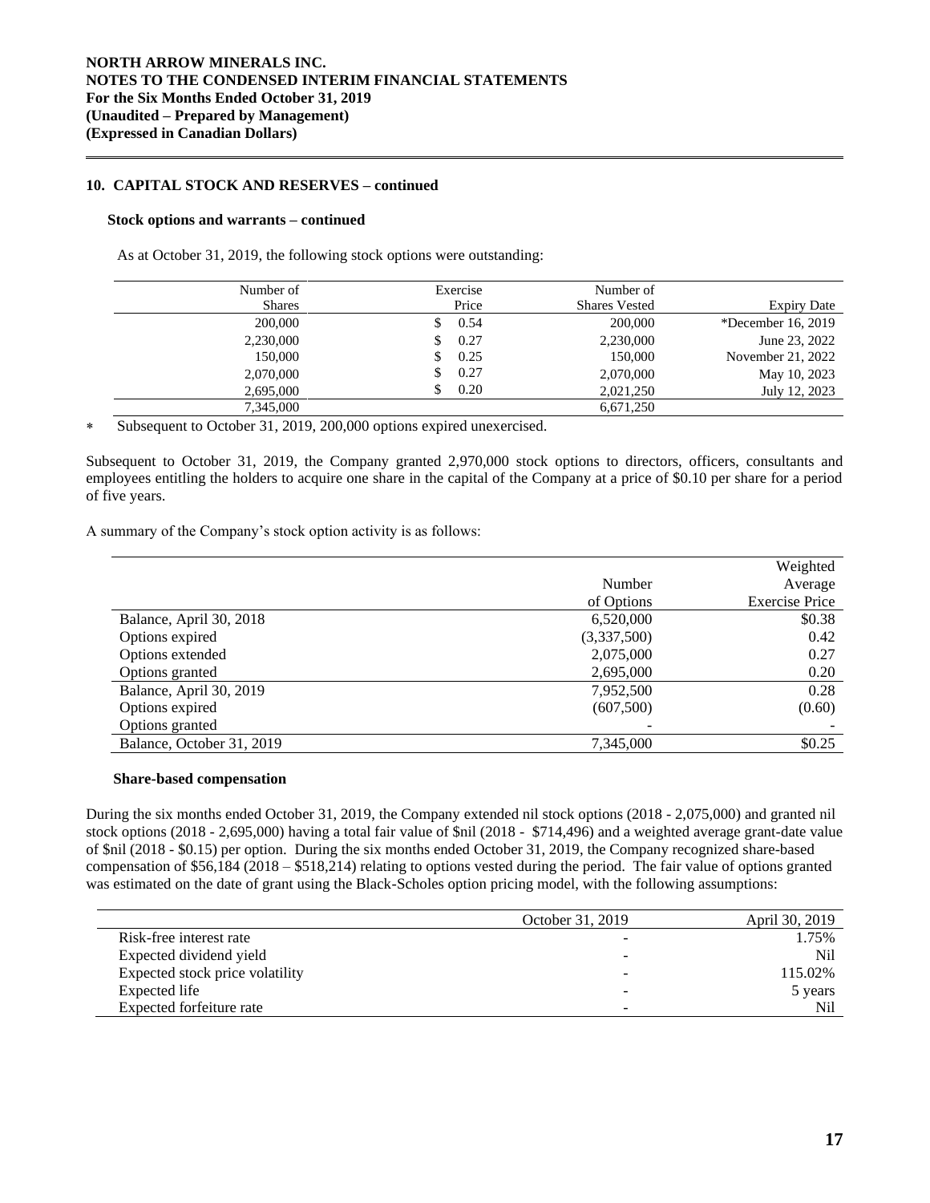### 10. CAPITAL STOCK AND RESERVES – continued

#### Stock options and warrants – continued

As at October 31, 2019, the following stock options were outstanding:

| Number of Shares | Exercise Price | Number of Shares Vested | Expiry Date |
|---|---|---|---|
| 200,000 | $ 0.54 | 200,000 | *December 16, 2019 |
| 2,230,000 | $ 0.27 | 2,230,000 | June 23, 2022 |
| 150,000 | $ 0.25 | 150,000 | November 21, 2022 |
| 2,070,000 | $ 0.27 | 2,070,000 | May 10, 2023 |
| 2,695,000 | $ 0.20 | 2,021,250 | July 12, 2023 |
| 7,345,000 | | 6,671,250 | |

\* Subsequent to October 31, 2019, 200,000 options expired unexercised.

Subsequent to October 31, 2019, the Company granted 2,970,000 stock options to directors, officers, consultants and employees entitling the holders to acquire one share in the capital of the Company at a price of $0.10 per share for a period of five years.

A summary of the Company's stock option activity is as follows:

| | Number of Options | Weighted Average Exercise Price |
|---|---|---|
| Balance, April 30, 2018 | 6,520,000 | $0.38 |
| Options expired | (3,337,500) | 0.42 |
| Options extended | 2,075,000 | 0.27 |
| Options granted | 2,695,000 | 0.20 |
| Balance, April 30, 2019 | 7,952,500 | 0.28 |
| Options expired | (607,500) | (0.60) |
| Options granted | - | - |
| Balance, October 31, 2019 | 7,345,000 | $0.25 |

#### Share-based compensation

During the six months ended October 31, 2019, the Company extended nil stock options (2018 - 2,075,000) and granted nil stock options (2018 - 2,695,000) having a total fair value of $nil (2018 - $714,496) and a weighted average grant-date value of $nil (2018 - $0.15) per option. During the six months ended October 31, 2019, the Company recognized share-based compensation of $56,184 (2018 – $518,214) relating to options vested during the period. The fair value of options granted was estimated on the date of grant using the Black-Scholes option pricing model, with the following assumptions:

| | October 31, 2019 | April 30, 2019 |
|---|---|---|
| Risk-free interest rate | - | 1.75% |
| Expected dividend yield | - | Nil |
| Expected stock price volatility | - | 115.02% |
| Expected life | - | 5 years |
| Expected forfeiture rate | - | Nil |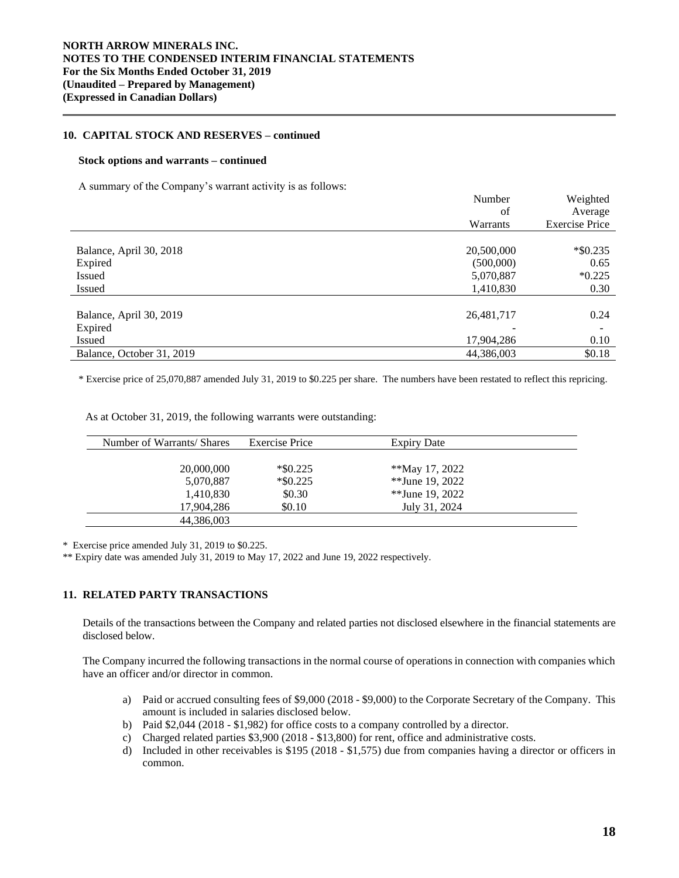**NORTH ARROW MINERALS INC.**
**NOTES TO THE CONDENSED INTERIM FINANCIAL STATEMENTS**
**For the Six Months Ended October 31, 2019**
**(Unaudited – Prepared by Management)**
**(Expressed in Canadian Dollars)**

## 10. CAPITAL STOCK AND RESERVES – continued

### Stock options and warrants – continued

A summary of the Company's warrant activity is as follows:

| | Number of Warrants | Weighted Average Exercise Price |
|---|---|---|
| Balance, April 30, 2018 | 20,500,000 | *$0.235 |
| Expired | (500,000) | 0.65 |
| Issued | 5,070,887 | *0.225 |
| Issued | 1,410,830 | 0.30 |
| Balance, April 30, 2019 | 26,481,717 | 0.24 |
| Expired | - | - |
| Issued | 17,904,286 | 0.10 |
| Balance, October 31, 2019 | 44,386,003 | $0.18 |

\* Exercise price of 25,070,887 amended July 31, 2019 to $0.225 per share. The numbers have been restated to reflect this repricing.

As at October 31, 2019, the following warrants were outstanding:

| Number of Warrants/ Shares | Exercise Price | Expiry Date |
|---|---|---|
| 20,000,000 | *$0.225 | **May 17, 2022 |
| 5,070,887 | *$0.225 | **June 19, 2022 |
| 1,410,830 | $0.30 | **June 19, 2022 |
| 17,904,286 | $0.10 | July 31, 2024 |
| 44,386,003 | | |

\* Exercise price amended July 31, 2019 to $0.225.

\** Expiry date was amended July 31, 2019 to May 17, 2022 and June 19, 2022 respectively.

## 11. RELATED PARTY TRANSACTIONS

Details of the transactions between the Company and related parties not disclosed elsewhere in the financial statements are disclosed below.

The Company incurred the following transactions in the normal course of operations in connection with companies which have an officer and/or director in common.

a) Paid or accrued consulting fees of $9,000 (2018 - $9,000) to the Corporate Secretary of the Company. This amount is included in salaries disclosed below.
b) Paid $2,044 (2018 - $1,982) for office costs to a company controlled by a director.
c) Charged related parties $3,900 (2018 - $13,800) for rent, office and administrative costs.
d) Included in other receivables is $195 (2018 - $1,575) due from companies having a director or officers in common.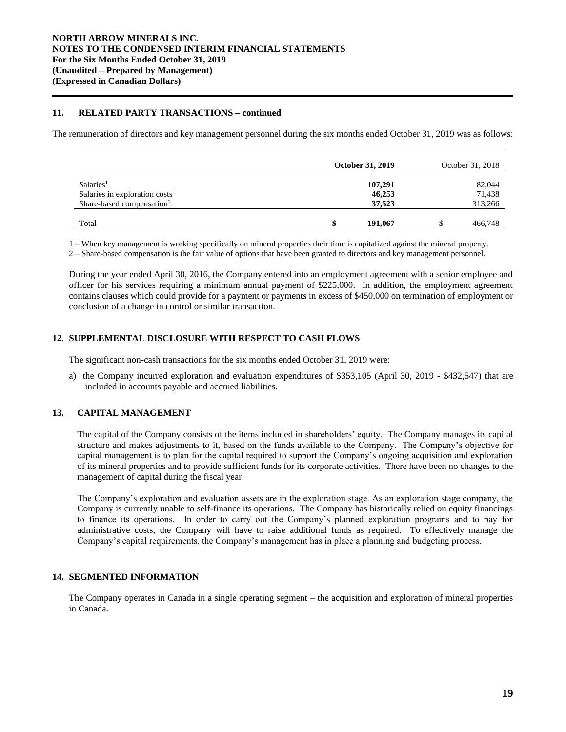## 11. RELATED PARTY TRANSACTIONS – continued

The remuneration of directors and key management personnel during the six months ended October 31, 2019 was as follows:

| | **October 31, 2019** | October 31, 2018 |
|---|---|---|
| Salaries[1] | **107,291** | 82,044 |
| Salaries in exploration costs[1] | **46,253** | 71,438 |
| Share-based compensation[2] | **37,523** | 313,266 |
| Total | **$ 191,067** | $ 466,748 |

1 – When key management is working specifically on mineral properties their time is capitalized against the mineral property.

2 – Share-based compensation is the fair value of options that have been granted to directors and key management personnel.

During the year ended April 30, 2016, the Company entered into an employment agreement with a senior employee and officer for his services requiring a minimum annual payment of $225,000. In addition, the employment agreement contains clauses which could provide for a payment or payments in excess of $450,000 on termination of employment or conclusion of a change in control or similar transaction.

## 12. SUPPLEMENTAL DISCLOSURE WITH RESPECT TO CASH FLOWS

The significant non-cash transactions for the six months ended October 31, 2019 were:

a) the Company incurred exploration and evaluation expenditures of $353,105 (April 30, 2019 - $432,547) that are included in accounts payable and accrued liabilities.

## 13. CAPITAL MANAGEMENT

The capital of the Company consists of the items included in shareholders' equity. The Company manages its capital structure and makes adjustments to it, based on the funds available to the Company. The Company's objective for capital management is to plan for the capital required to support the Company's ongoing acquisition and exploration of its mineral properties and to provide sufficient funds for its corporate activities. There have been no changes to the management of capital during the fiscal year.

The Company's exploration and evaluation assets are in the exploration stage. As an exploration stage company, the Company is currently unable to self-finance its operations. The Company has historically relied on equity financings to finance its operations. In order to carry out the Company's planned exploration programs and to pay for administrative costs, the Company will have to raise additional funds as required. To effectively manage the Company's capital requirements, the Company's management has in place a planning and budgeting process.

## 14. SEGMENTED INFORMATION

The Company operates in Canada in a single operating segment – the acquisition and exploration of mineral properties in Canada.